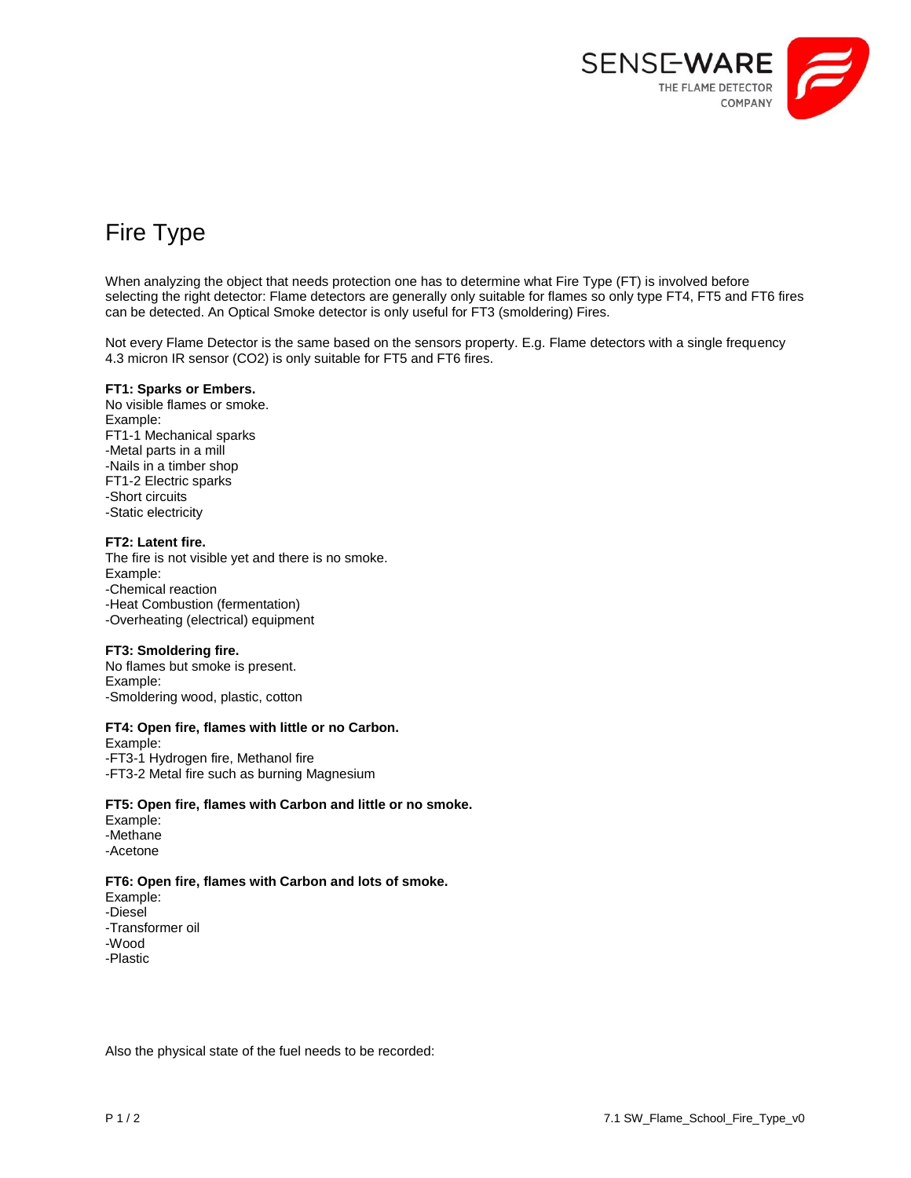# Fire Type

When analyzing the object that needs protection one has to determine what Fire Type (FT) is involved before selecting the right detector: Flame detectors are generally only suitable for flames so only type FT4, FT5 and FT6 fires can be detected. An Optical Smoke detector is only useful for FT3 (smoldering) Fires.

Not every Flame Detector is the same based on the sensors property. E.g. Flame detectors with a single frequency 4.3 micron IR sensor ($CO_2$) is only suitable for FT5 and FT6 fires.

**FT1: Sparks or Embers.**
No visible flames or smoke.
Example:
FT1-1 Mechanical sparks
-Metal parts in a mill
-Nails in a timber shop
FT1-2 Electric sparks
-Short circuits
-Static electricity

**FT2: Latent fire.**
The fire is not visible yet and there is no smoke.
Example:
-Chemical reaction
-Heat Combustion (fermentation)
-Overheating (electrical) equipment

**FT3: Smoldering fire.**
No flames but smoke is present.
Example:
-Smoldering wood, plastic, cotton

**FT4: Open fire, flames with little or no Carbon.**
Example:
-FT3-1 Hydrogen fire, Methanol fire
-FT3-2 Metal fire such as burning Magnesium

**FT5: Open fire, flames with Carbon and little or no smoke.**
Example:
-Methane
-Acetone

**FT6: Open fire, flames with Carbon and lots of smoke.**
Example:
-Diesel
-Transformer oil
-Wood
-Plastic

Also the physical state of the fuel needs to be recorded: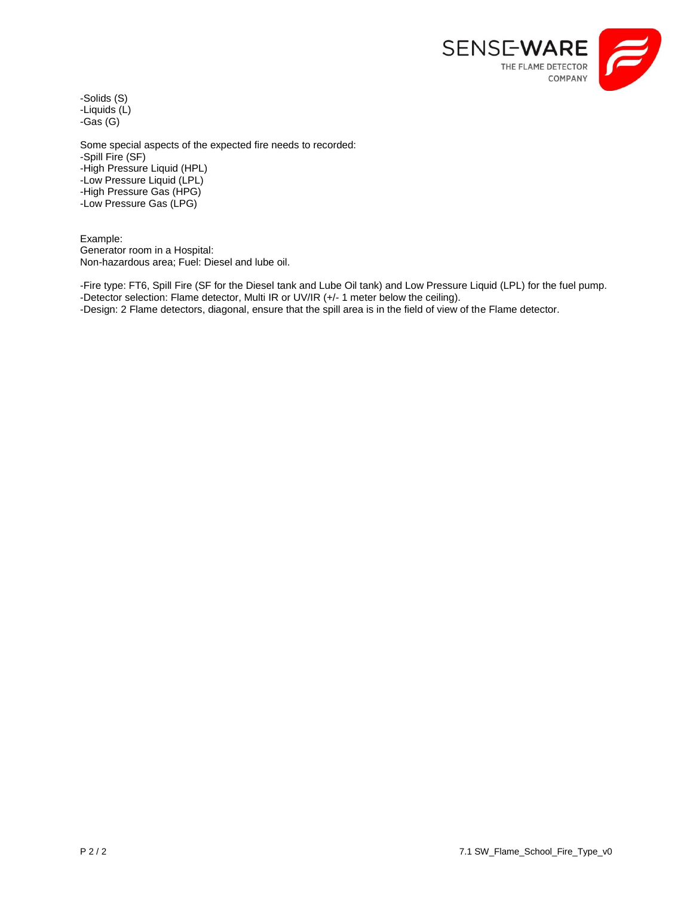-Solids (S)
-Liquids (L)
-Gas (G)

Some special aspects of the expected fire needs to recorded:
-Spill Fire (SF)
-High Pressure Liquid (HPL)
-Low Pressure Liquid (LPL)
-High Pressure Gas (HPG)
-Low Pressure Gas (LPG)

Example:
Generator room in a Hospital:
Non-hazardous area; Fuel: Diesel and lube oil.

-Fire type: FT6, Spill Fire (SF for the Diesel tank and Lube Oil tank) and Low Pressure Liquid (LPL) for the fuel pump.
-Detector selection: Flame detector, Multi IR or UV/IR (+/- 1 meter below the ceiling).
-Design: 2 Flame detectors, diagonal, ensure that the spill area is in the field of view of the Flame detector.